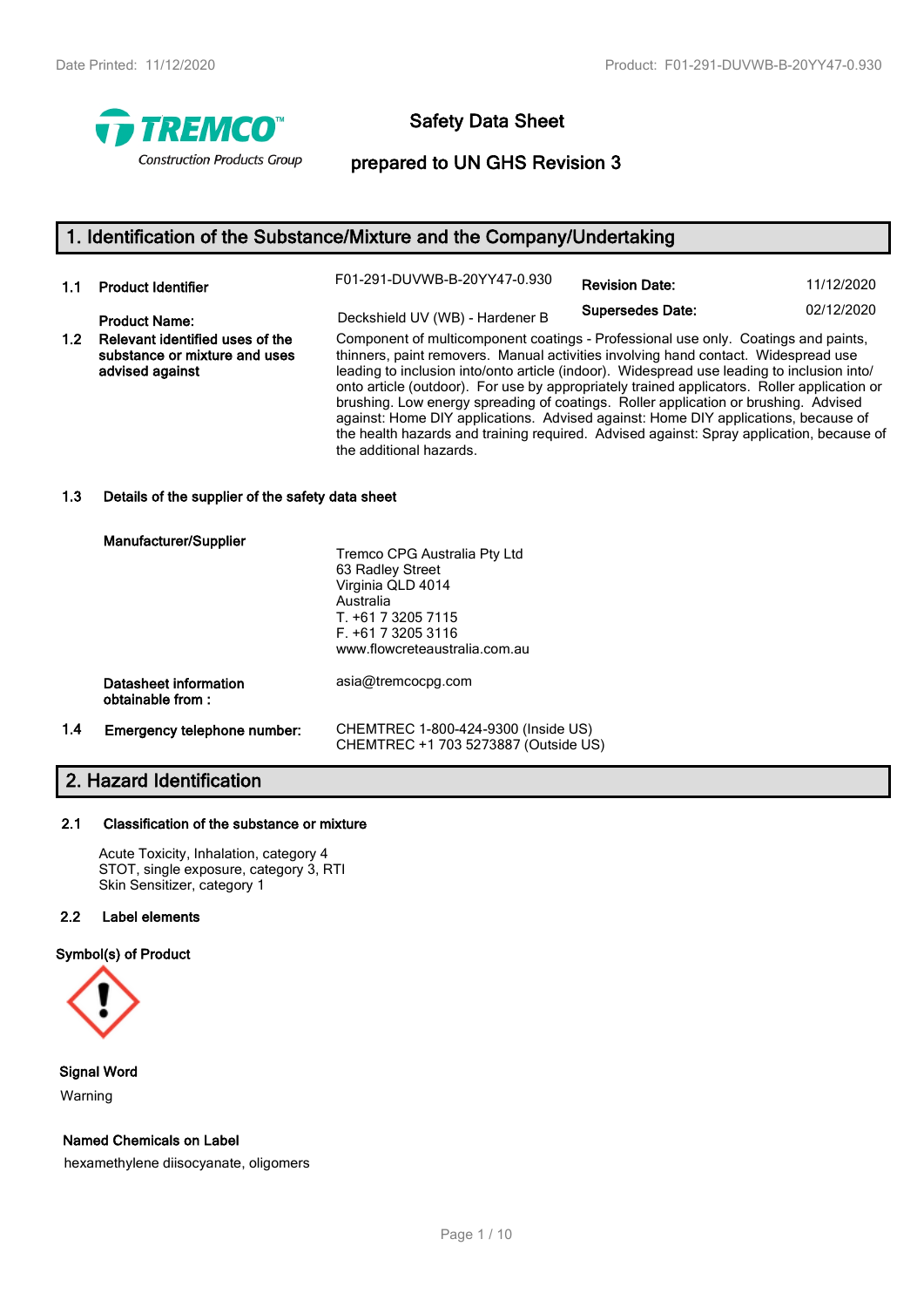# Safety Data Sheet

## prepared to UN GHS Revision 3

## 1. Identification of the Substance/Mixture and the Company/Undertaking

| | | | | |
|---|---|---|---|---|
| **1.1** | **Product Identifier** | F01-291-DUVWB-B-20YY47-0.930 | **Revision Date:** | 11/12/2020 |
| | **Product Name:** | Deckshield UV (WB) - Hardener B | **Supersedes Date:** | 02/12/2020 |

**1.2 Relevant identified uses of the substance or mixture and uses advised against**

Component of multicomponent coatings - Professional use only. Coatings and paints, thinners, paint removers. Manual activities involving hand contact. Widespread use leading to inclusion into/onto article (indoor). Widespread use leading to inclusion into/ onto article (outdoor). For use by appropriately trained applicators. Roller application or brushing. Low energy spreading of coatings. Roller application or brushing. Advised against: Home DIY applications. Advised against: Home DIY applications, because of the health hazards and training required. Advised against: Spray application, because of the additional hazards.

**1.3 Details of the supplier of the safety data sheet**

**Manufacturer/Supplier**

Tremco CPG Australia Pty Ltd
63 Radley Street
Virginia QLD 4014
Australia
T. +61 7 3205 7115
F. +61 7 3205 3116
www.flowcreteaustralia.com.au

**Datasheet information obtainable from :** asia@tremcocpg.com

**1.4 Emergency telephone number:**

CHEMTREC 1-800-424-9300 (Inside US)
CHEMTREC +1 703 5273887 (Outside US)

## 2. Hazard Identification

**2.1 Classification of the substance or mixture**

Acute Toxicity, Inhalation, category 4
STOT, single exposure, category 3, RTI
Skin Sensitizer, category 1

**2.2 Label elements**

**Symbol(s) of Product**

**Signal Word**

Warning

**Named Chemicals on Label**

hexamethylene diisocyanate, oligomers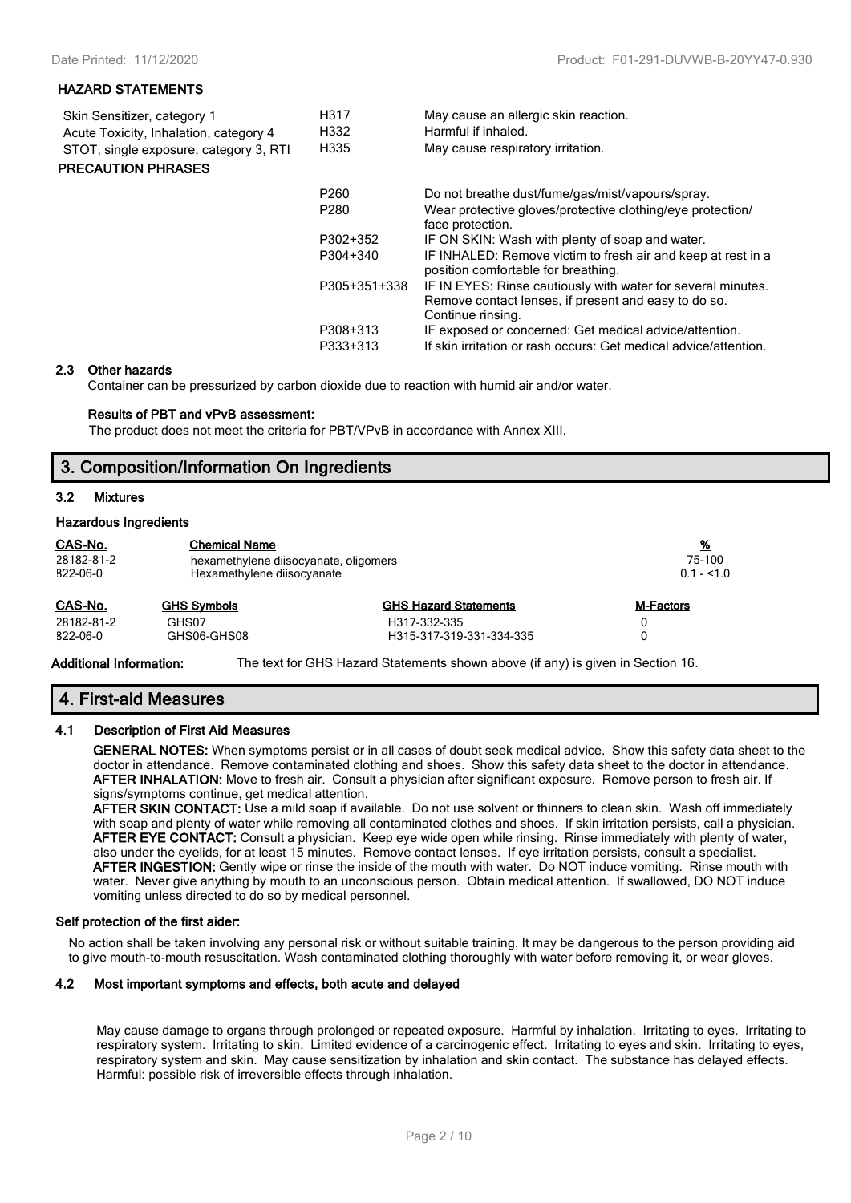### HAZARD STATEMENTS

| | | |
|---|---|---|
| Skin Sensitizer, category 1 | H317 | May cause an allergic skin reaction. |
| Acute Toxicity, Inhalation, category 4 | H332 | Harmful if inhaled. |
| STOT, single exposure, category 3, RTI | H335 | May cause respiratory irritation. |

### PRECAUTION PHRASES

| | |
|---|---|
| P260 | Do not breathe dust/fume/gas/mist/vapours/spray. |
| P280 | Wear protective gloves/protective clothing/eye protection/ face protection. |
| P302+352 | IF ON SKIN: Wash with plenty of soap and water. |
| P304+340 | IF INHALED: Remove victim to fresh air and keep at rest in a position comfortable for breathing. |
| P305+351+338 | IF IN EYES: Rinse cautiously with water for several minutes. Remove contact lenses, if present and easy to do so. Continue rinsing. |
| P308+313 | IF exposed or concerned: Get medical advice/attention. |
| P333+313 | If skin irritation or rash occurs: Get medical advice/attention. |

### 2.3 Other hazards

Container can be pressurized by carbon dioxide due to reaction with humid air and/or water.

**Results of PBT and vPvB assessment:**

The product does not meet the criteria for PBT/VPvB in accordance with Annex XIII.

## 3. Composition/Information On Ingredients

### 3.2 Mixtures

**Hazardous Ingredients**

| CAS-No. | Chemical Name | % |
|---|---|---|
| 28182-81-2 | hexamethylene diisocyanate, oligomers | 75-100 |
| 822-06-0 | Hexamethylene diisocyanate | 0.1 - <1.0 |

| CAS-No. | GHS Symbols | GHS Hazard Statements | M-Factors |
|---|---|---|---|
| 28182-81-2 | GHS07 | H317-332-335 | 0 |
| 822-06-0 | GHS06-GHS08 | H315-317-319-331-334-335 | 0 |

**Additional Information:** The text for GHS Hazard Statements shown above (if any) is given in Section 16.

## 4. First-aid Measures

### 4.1 Description of First Aid Measures

**GENERAL NOTES:** When symptoms persist or in all cases of doubt seek medical advice. Show this safety data sheet to the doctor in attendance. Remove contaminated clothing and shoes. Show this safety data sheet to the doctor in attendance.
**AFTER INHALATION:** Move to fresh air. Consult a physician after significant exposure. Remove person to fresh air. If signs/symptoms continue, get medical attention.
**AFTER SKIN CONTACT:** Use a mild soap if available. Do not use solvent or thinners to clean skin. Wash off immediately with soap and plenty of water while removing all contaminated clothes and shoes. If skin irritation persists, call a physician.
**AFTER EYE CONTACT:** Consult a physician. Keep eye wide open while rinsing. Rinse immediately with plenty of water, also under the eyelids, for at least 15 minutes. Remove contact lenses. If eye irritation persists, consult a specialist.
**AFTER INGESTION:** Gently wipe or rinse the inside of the mouth with water. Do NOT induce vomiting. Rinse mouth with water. Never give anything by mouth to an unconscious person. Obtain medical attention. If swallowed, DO NOT induce vomiting unless directed to do so by medical personnel.

**Self protection of the first aider:**

No action shall be taken involving any personal risk or without suitable training. It may be dangerous to the person providing aid to give mouth-to-mouth resuscitation. Wash contaminated clothing thoroughly with water before removing it, or wear gloves.

### 4.2 Most important symptoms and effects, both acute and delayed

May cause damage to organs through prolonged or repeated exposure. Harmful by inhalation. Irritating to eyes. Irritating to respiratory system. Irritating to skin. Limited evidence of a carcinogenic effect. Irritating to eyes and skin. Irritating to eyes, respiratory system and skin. May cause sensitization by inhalation and skin contact. The substance has delayed effects. Harmful: possible risk of irreversible effects through inhalation.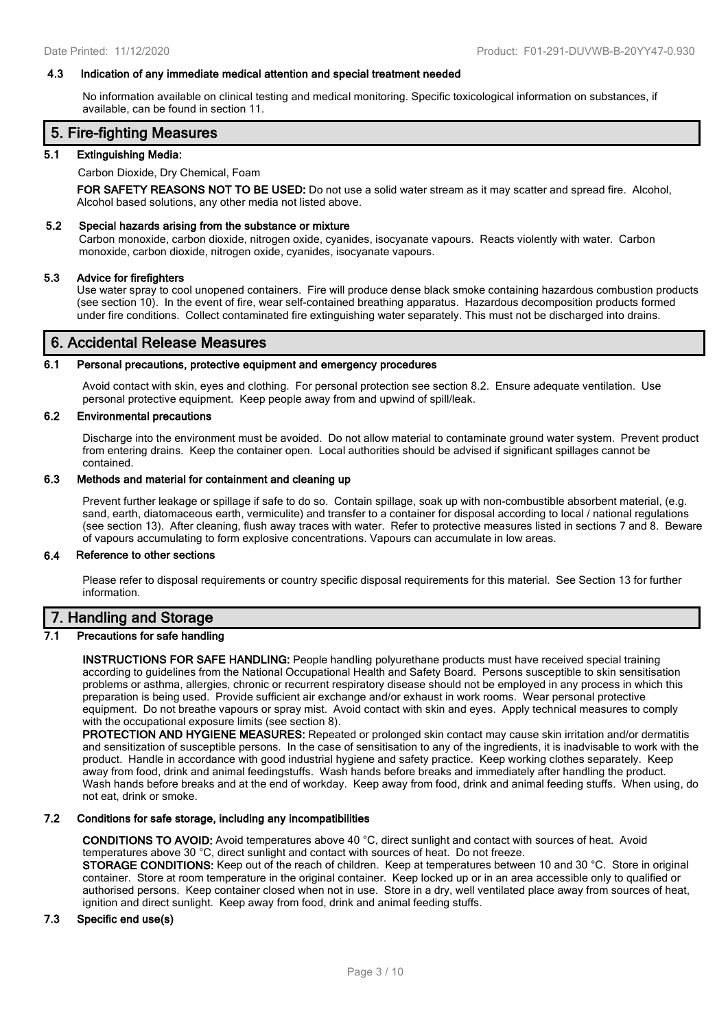#### 4.3 Indication of any immediate medical attention and special treatment needed

No information available on clinical testing and medical monitoring. Specific toxicological information on substances, if available, can be found in section 11.

## 5. Fire-fighting Measures

#### 5.1 Extinguishing Media:

Carbon Dioxide, Dry Chemical, Foam

**FOR SAFETY REASONS NOT TO BE USED:** Do not use a solid water stream as it may scatter and spread fire. Alcohol, Alcohol based solutions, any other media not listed above.

#### 5.2 Special hazards arising from the substance or mixture

Carbon monoxide, carbon dioxide, nitrogen oxide, cyanides, isocyanate vapours. Reacts violently with water. Carbon monoxide, carbon dioxide, nitrogen oxide, cyanides, isocyanate vapours.

#### 5.3 Advice for firefighters

Use water spray to cool unopened containers. Fire will produce dense black smoke containing hazardous combustion products (see section 10). In the event of fire, wear self-contained breathing apparatus. Hazardous decomposition products formed under fire conditions. Collect contaminated fire extinguishing water separately. This must not be discharged into drains.

## 6. Accidental Release Measures

#### 6.1 Personal precautions, protective equipment and emergency procedures

Avoid contact with skin, eyes and clothing. For personal protection see section 8.2. Ensure adequate ventilation. Use personal protective equipment. Keep people away from and upwind of spill/leak.

#### 6.2 Environmental precautions

Discharge into the environment must be avoided. Do not allow material to contaminate ground water system. Prevent product from entering drains. Keep the container open. Local authorities should be advised if significant spillages cannot be contained.

#### 6.3 Methods and material for containment and cleaning up

Prevent further leakage or spillage if safe to do so. Contain spillage, soak up with non-combustible absorbent material, (e.g. sand, earth, diatomaceous earth, vermiculite) and transfer to a container for disposal according to local / national regulations (see section 13). After cleaning, flush away traces with water. Refer to protective measures listed in sections 7 and 8. Beware of vapours accumulating to form explosive concentrations. Vapours can accumulate in low areas.

#### 6.4 Reference to other sections

Please refer to disposal requirements or country specific disposal requirements for this material. See Section 13 for further information.

## 7. Handling and Storage

#### 7.1 Precautions for safe handling

**INSTRUCTIONS FOR SAFE HANDLING:** People handling polyurethane products must have received special training according to guidelines from the National Occupational Health and Safety Board. Persons susceptible to skin sensitisation problems or asthma, allergies, chronic or recurrent respiratory disease should not be employed in any process in which this preparation is being used. Provide sufficient air exchange and/or exhaust in work rooms. Wear personal protective equipment. Do not breathe vapours or spray mist. Avoid contact with skin and eyes. Apply technical measures to comply with the occupational exposure limits (see section 8).

**PROTECTION AND HYGIENE MEASURES:** Repeated or prolonged skin contact may cause skin irritation and/or dermatitis and sensitization of susceptible persons. In the case of sensitisation to any of the ingredients, it is inadvisable to work with the product. Handle in accordance with good industrial hygiene and safety practice. Keep working clothes separately. Keep away from food, drink and animal feedingstuffs. Wash hands before breaks and immediately after handling the product. Wash hands before breaks and at the end of workday. Keep away from food, drink and animal feeding stuffs. When using, do not eat, drink or smoke.

#### 7.2 Conditions for safe storage, including any incompatibilities

**CONDITIONS TO AVOID:** Avoid temperatures above 40 °C, direct sunlight and contact with sources of heat. Avoid temperatures above 30 °C, direct sunlight and contact with sources of heat. Do not freeze.

**STORAGE CONDITIONS:** Keep out of the reach of children. Keep at temperatures between 10 and 30 °C. Store in original container. Store at room temperature in the original container. Keep locked up or in an area accessible only to qualified or authorised persons. Keep container closed when not in use. Store in a dry, well ventilated place away from sources of heat, ignition and direct sunlight. Keep away from food, drink and animal feeding stuffs.

#### 7.3 Specific end use(s)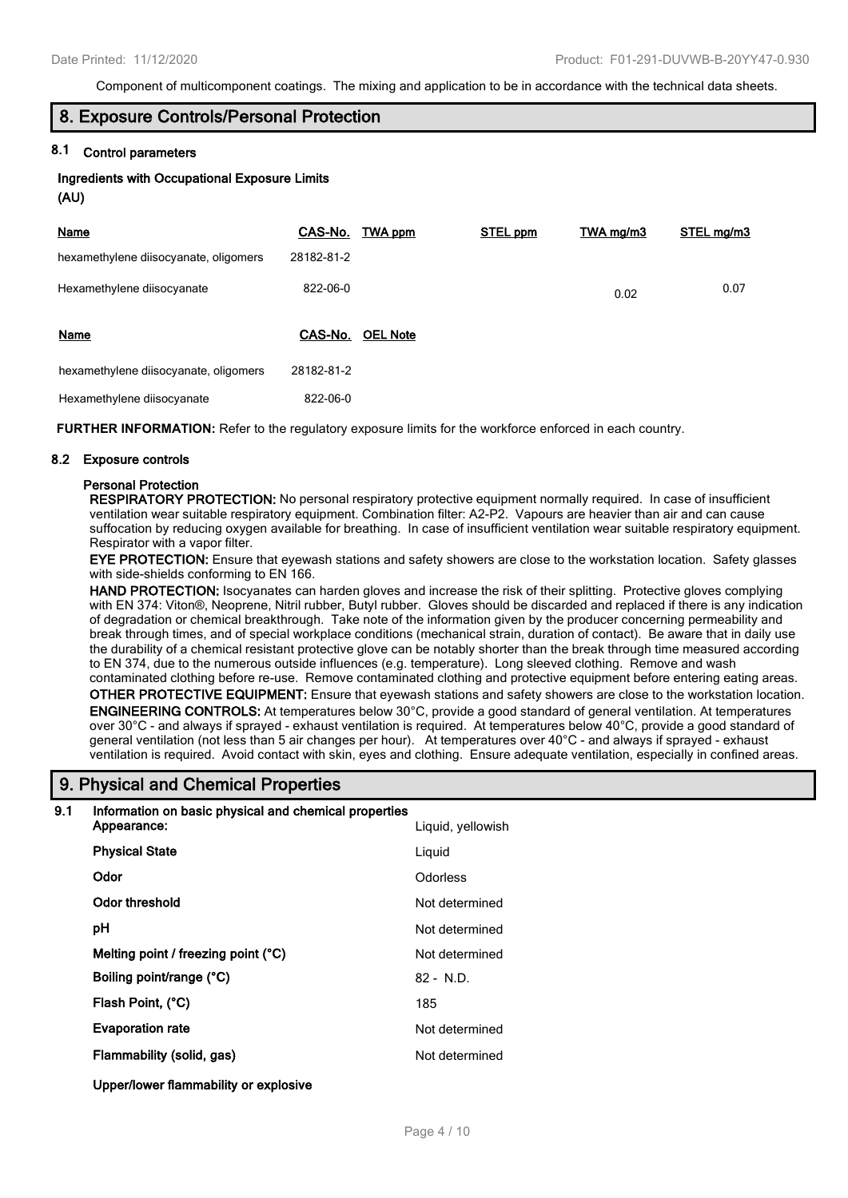Component of multicomponent coatings. The mixing and application to be in accordance with the technical data sheets.

## 8. Exposure Controls/Personal Protection

### 8.1 Control parameters

**Ingredients with Occupational Exposure Limits**
**(AU)**

| Name | CAS-No. | TWA ppm | STEL ppm | TWA mg/m3 | STEL mg/m3 |
|---|---|---|---|---|---|
| hexamethylene diisocyanate, oligomers | 28182-81-2 | | | | |
| Hexamethylene diisocyanate | 822-06-0 | | | 0.02 | 0.07 |

| Name | CAS-No. | OEL Note |
|---|---|---|
| hexamethylene diisocyanate, oligomers | 28182-81-2 | |
| Hexamethylene diisocyanate | 822-06-0 | |

**FURTHER INFORMATION:** Refer to the regulatory exposure limits for the workforce enforced in each country.

### 8.2 Exposure controls

**Personal Protection**

**RESPIRATORY PROTECTION:** No personal respiratory protective equipment normally required. In case of insufficient ventilation wear suitable respiratory equipment. Combination filter: A2-P2. Vapours are heavier than air and can cause suffocation by reducing oxygen available for breathing. In case of insufficient ventilation wear suitable respiratory equipment. Respirator with a vapor filter.

**EYE PROTECTION:** Ensure that eyewash stations and safety showers are close to the workstation location. Safety glasses with side-shields conforming to EN 166.

**HAND PROTECTION:** Isocyanates can harden gloves and increase the risk of their splitting. Protective gloves complying with EN 374: Viton®, Neoprene, Nitril rubber, Butyl rubber. Gloves should be discarded and replaced if there is any indication of degradation or chemical breakthrough. Take note of the information given by the producer concerning permeability and break through times, and of special workplace conditions (mechanical strain, duration of contact). Be aware that in daily use the durability of a chemical resistant protective glove can be notably shorter than the break through time measured according to EN 374, due to the numerous outside influences (e.g. temperature). Long sleeved clothing. Remove and wash contaminated clothing before re-use. Remove contaminated clothing and protective equipment before entering eating areas.

**OTHER PROTECTIVE EQUIPMENT:** Ensure that eyewash stations and safety showers are close to the workstation location.

**ENGINEERING CONTROLS:** At temperatures below 30°C, provide a good standard of general ventilation. At temperatures over 30°C - and always if sprayed - exhaust ventilation is required. At temperatures below 40°C, provide a good standard of general ventilation (not less than 5 air changes per hour). At temperatures over 40°C - and always if sprayed - exhaust ventilation is required. Avoid contact with skin, eyes and clothing. Ensure adequate ventilation, especially in confined areas.

## 9. Physical and Chemical Properties

### 9.1 Information on basic physical and chemical properties

| | |
|---|---|
| **Appearance:** | Liquid, yellowish |
| **Physical State** | Liquid |
| **Odor** | Odorless |
| **Odor threshold** | Not determined |
| **pH** | Not determined |
| **Melting point / freezing point (°C)** | Not determined |
| **Boiling point/range (°C)** | 82 - N.D. |
| **Flash Point, (°C)** | 185 |
| **Evaporation rate** | Not determined |
| **Flammability (solid, gas)** | Not determined |
| **Upper/lower flammability or explosive** | |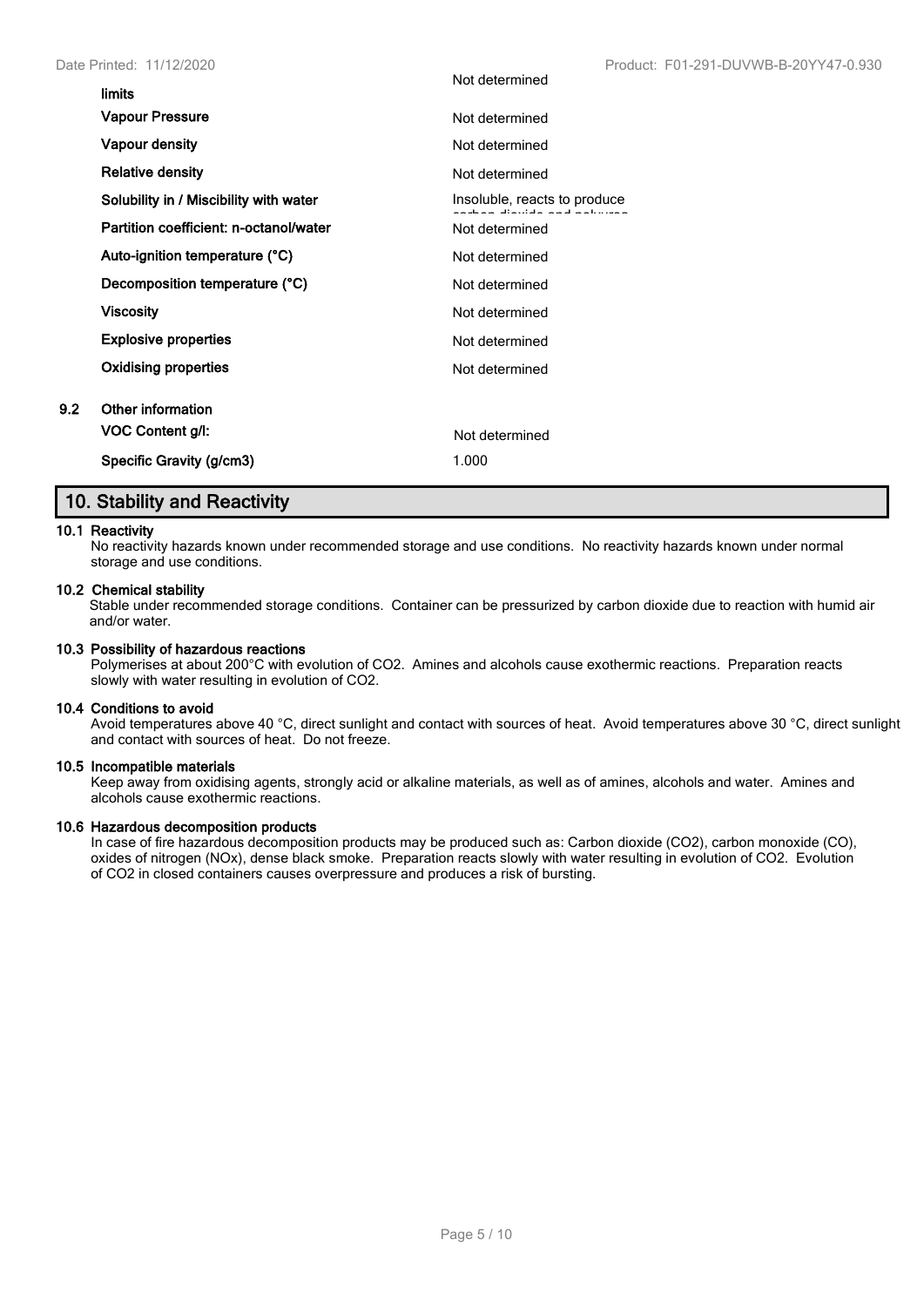| | |
|---|---|
| limits | Not determined |
| **Vapour Pressure** | Not determined |
| **Vapour density** | Not determined |
| **Relative density** | Not determined |
| **Solubility in / Miscibility with water** | Insoluble, reacts to produce carbon dioxide and polyurea |
| **Partition coefficient: n-octanol/water** | Not determined |
| **Auto-ignition temperature (°C)** | Not determined |
| **Decomposition temperature (°C)** | Not determined |
| **Viscosity** | Not determined |
| **Explosive properties** | Not determined |
| **Oxidising properties** | Not determined |

**9.2 Other information**

| | |
|---|---|
| **VOC Content g/l:** | Not determined |
| **Specific Gravity (g/cm3)** | 1.000 |

## 10. Stability and Reactivity

**10.1 Reactivity**

No reactivity hazards known under recommended storage and use conditions. No reactivity hazards known under normal storage and use conditions.

**10.2 Chemical stability**

Stable under recommended storage conditions. Container can be pressurized by carbon dioxide due to reaction with humid air and/or water.

**10.3 Possibility of hazardous reactions**

Polymerises at about 200°C with evolution of $CO_2$. Amines and alcohols cause exothermic reactions. Preparation reacts slowly with water resulting in evolution of $CO_2$.

**10.4 Conditions to avoid**

Avoid temperatures above 40 °C, direct sunlight and contact with sources of heat. Avoid temperatures above 30 °C, direct sunlight and contact with sources of heat. Do not freeze.

**10.5 Incompatible materials**

Keep away from oxidising agents, strongly acid or alkaline materials, as well as of amines, alcohols and water. Amines and alcohols cause exothermic reactions.

**10.6 Hazardous decomposition products**

In case of fire hazardous decomposition products may be produced such as: Carbon dioxide ($CO_2$), carbon monoxide (CO), oxides of nitrogen ($NO_x$), dense black smoke. Preparation reacts slowly with water resulting in evolution of $CO_2$. Evolution of $CO_2$ in closed containers causes overpressure and produces a risk of bursting.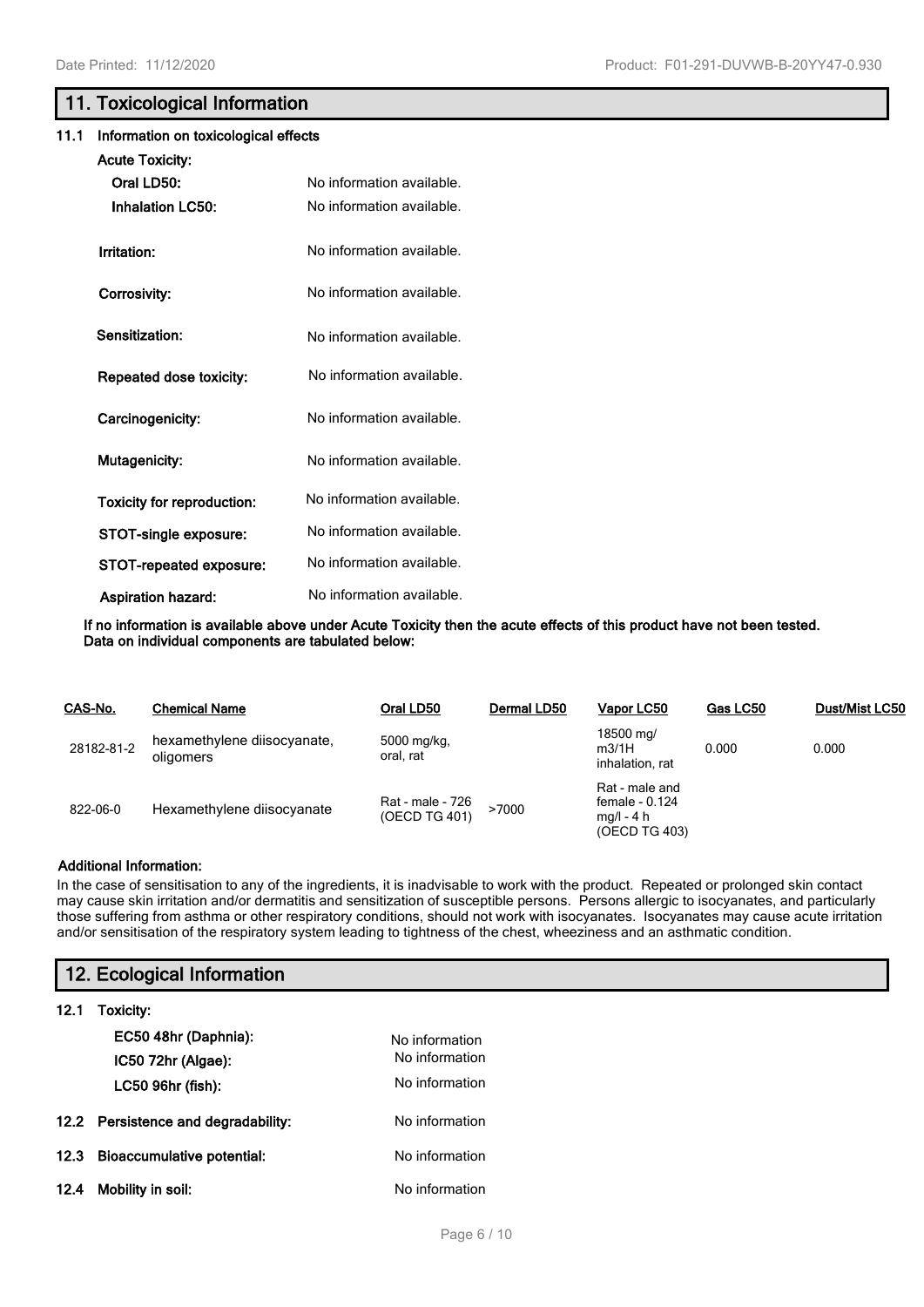## 11. Toxicological Information

### 11.1 Information on toxicological effects

**Acute Toxicity:**

**Oral LD50:** No information available.

**Inhalation LC50:** No information available.

**Irritation:** No information available.

**Corrosivity:** No information available.

**Sensitization:** No information available.

**Repeated dose toxicity:** No information available.

**Carcinogenicity:** No information available.

**Mutagenicity:** No information available.

**Toxicity for reproduction:** No information available.

**STOT-single exposure:** No information available.

**STOT-repeated exposure:** No information available.

**Aspiration hazard:** No information available.

**If no information is available above under Acute Toxicity then the acute effects of this product have not been tested. Data on individual components are tabulated below:**

| CAS-No. | Chemical Name | Oral LD50 | Dermal LD50 | Vapor LC50 | Gas LC50 | Dust/Mist LC50 |
|---|---|---|---|---|---|---|
| 28182-81-2 | hexamethylene diisocyanate, oligomers | 5000 mg/kg, oral, rat | | 18500 mg/ m3/1H inhalation, rat | 0.000 | 0.000 |
| 822-06-0 | Hexamethylene diisocyanate | Rat - male - 726 (OECD TG 401) | >7000 | Rat - male and female - 0.124 mg/l - 4 h (OECD TG 403) | | |

**Additional Information:**

In the case of sensitisation to any of the ingredients, it is inadvisable to work with the product. Repeated or prolonged skin contact may cause skin irritation and/or dermatitis and sensitization of susceptible persons. Persons allergic to isocyanates, and particularly those suffering from asthma or other respiratory conditions, should not work with isocyanates. Isocyanates may cause acute irritation and/or sensitisation of the respiratory system leading to tightness of the chest, wheeziness and an asthmatic condition.

## 12. Ecological Information

### 12.1 Toxicity:

**EC50 48hr (Daphnia):** No information

**IC50 72hr (Algae):** No information

**LC50 96hr (fish):** No information

### 12.2 Persistence and degradability: No information

### 12.3 Bioaccumulative potential: No information

### 12.4 Mobility in soil: No information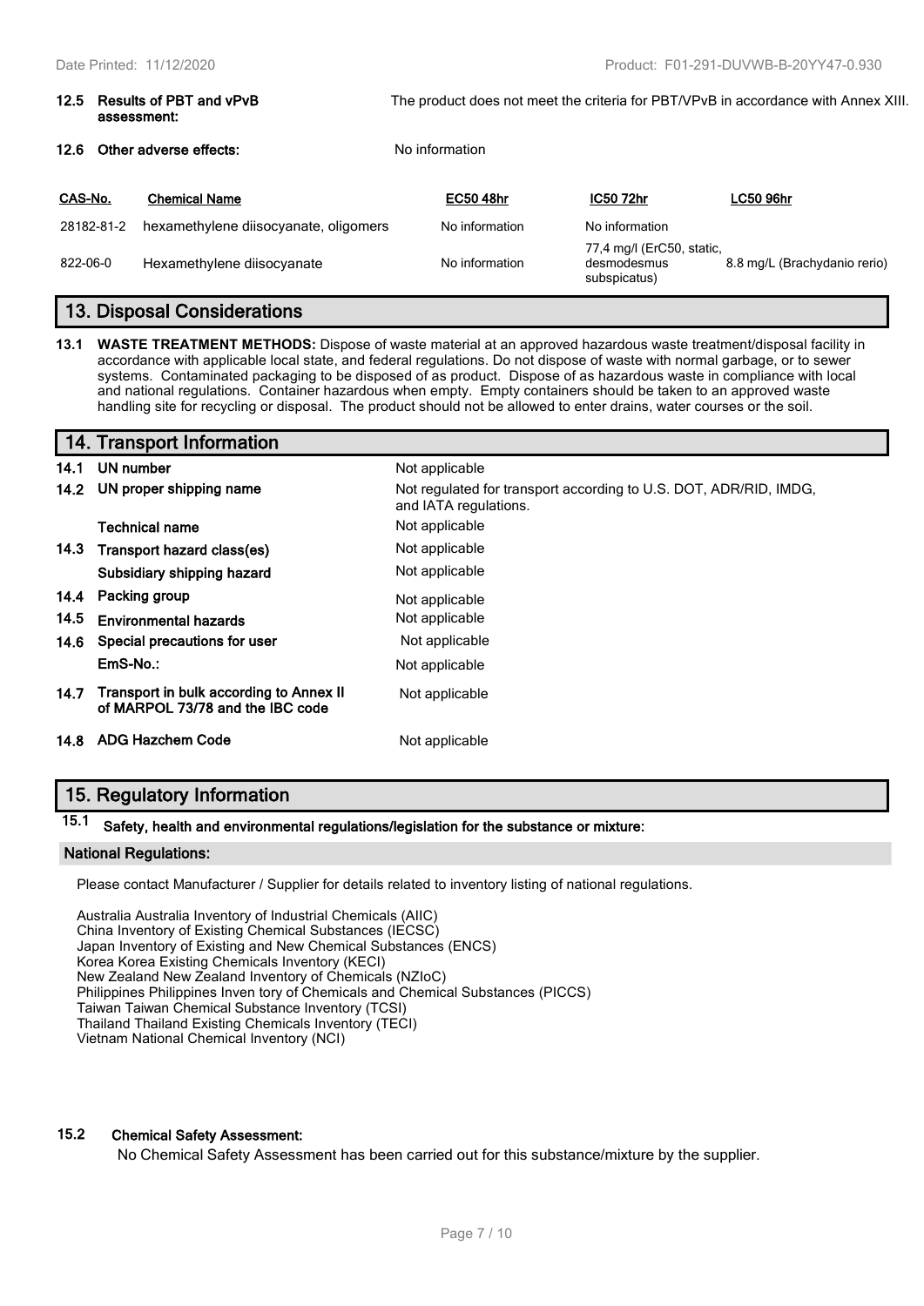**12.5 Results of PBT and vPvB assessment:** The product does not meet the criteria for PBT/VPvB in accordance with Annex XIII.

**12.6 Other adverse effects:** No information

| CAS-No. | Chemical Name | EC50 48hr | IC50 72hr | LC50 96hr |
|---|---|---|---|---|
| 28182-81-2 | hexamethylene diisocyanate, oligomers | No information | No information | |
| 822-06-0 | Hexamethylene diisocyanate | No information | 77,4 mg/l (ErC50, static, desmodesmus subspicatus) | 8.8 mg/L (Brachydanio rerio) |

## 13. Disposal Considerations

**13.1 WASTE TREATMENT METHODS:** Dispose of waste material at an approved hazardous waste treatment/disposal facility in accordance with applicable local state, and federal regulations. Do not dispose of waste with normal garbage, or to sewer systems. Contaminated packaging to be disposed of as product. Dispose of as hazardous waste in compliance with local and national regulations. Container hazardous when empty. Empty containers should be taken to an approved waste handling site for recycling or disposal. The product should not be allowed to enter drains, water courses or the soil.

## 14. Transport Information

| | | |
|---|---|---|
| 14.1 | UN number | Not applicable |
| 14.2 | UN proper shipping name | Not regulated for transport according to U.S. DOT, ADR/RID, IMDG, and IATA regulations. |
| | Technical name | Not applicable |
| 14.3 | Transport hazard class(es) | Not applicable |
| | Subsidiary shipping hazard | Not applicable |
| 14.4 | Packing group | Not applicable |
| 14.5 | Environmental hazards | Not applicable |
| 14.6 | Special precautions for user | Not applicable |
| | EmS-No.: | Not applicable |
| 14.7 | Transport in bulk according to Annex II of MARPOL 73/78 and the IBC code | Not applicable |
| 14.8 | ADG Hazchem Code | Not applicable |

## 15. Regulatory Information

**15.1 Safety, health and environmental regulations/legislation for the substance or mixture:**

**National Regulations:**

Please contact Manufacturer / Supplier for details related to inventory listing of national regulations.

Australia Australia Inventory of Industrial Chemicals (AIIC)
China Inventory of Existing Chemical Substances (IECSC)
Japan Inventory of Existing and New Chemical Substances (ENCS)
Korea Korea Existing Chemicals Inventory (KECI)
New Zealand New Zealand Inventory of Chemicals (NZIoC)
Philippines Philippines Inven tory of Chemicals and Chemical Substances (PICCS)
Taiwan Taiwan Chemical Substance Inventory (TCSI)
Thailand Thailand Existing Chemicals Inventory (TECI)
Vietnam National Chemical Inventory (NCI)

**15.2 Chemical Safety Assessment:**

No Chemical Safety Assessment has been carried out for this substance/mixture by the supplier.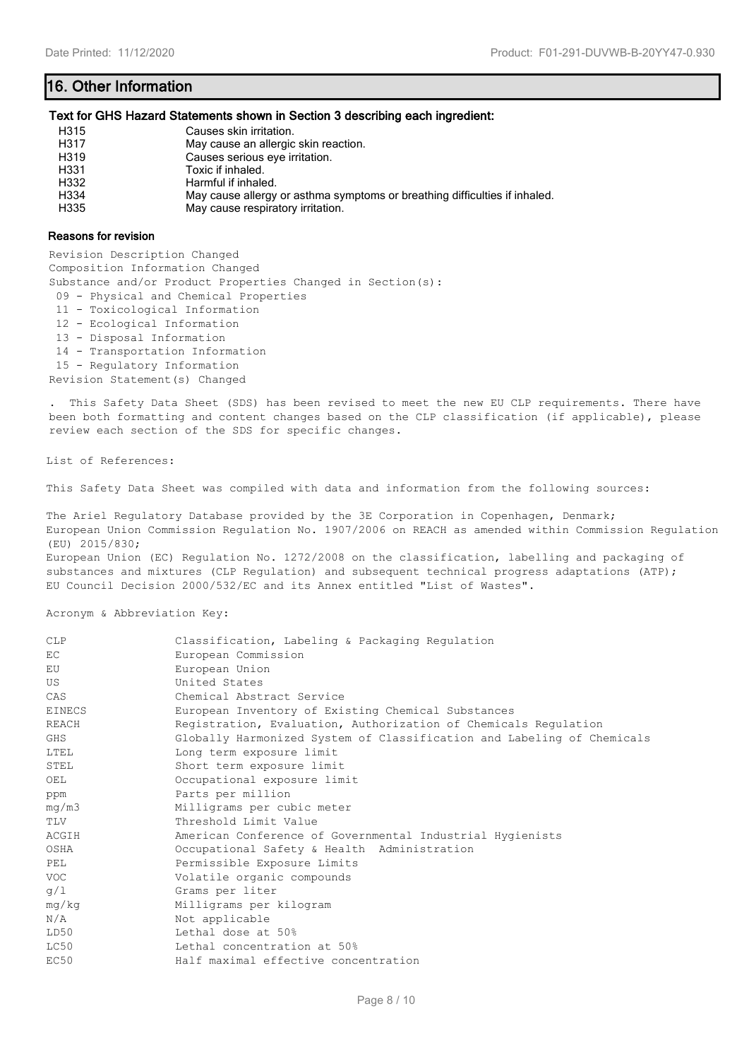## 16. Other Information

### Text for GHS Hazard Statements shown in Section 3 describing each ingredient:

| | |
|---|---|
| H315 | Causes skin irritation. |
| H317 | May cause an allergic skin reaction. |
| H319 | Causes serious eye irritation. |
| H331 | Toxic if inhaled. |
| H332 | Harmful if inhaled. |
| H334 | May cause allergy or asthma symptoms or breathing difficulties if inhaled. |
| H335 | May cause respiratory irritation. |

### Reasons for revision

Revision Description Changed
Composition Information Changed
Substance and/or Product Properties Changed in Section(s):
- 09 - Physical and Chemical Properties
- 11 - Toxicological Information
- 12 - Ecological Information
- 13 - Disposal Information
- 14 - Transportation Information
- 15 - Regulatory Information

Revision Statement(s) Changed

. This Safety Data Sheet (SDS) has been revised to meet the new EU CLP requirements. There have been both formatting and content changes based on the CLP classification (if applicable), please review each section of the SDS for specific changes.

List of References:

This Safety Data Sheet was compiled with data and information from the following sources:

The Ariel Regulatory Database provided by the 3E Corporation in Copenhagen, Denmark;
European Union Commission Regulation No. 1907/2006 on REACH as amended within Commission Regulation (EU) 2015/830;
European Union (EC) Regulation No. 1272/2008 on the classification, labelling and packaging of substances and mixtures (CLP Regulation) and subsequent technical progress adaptations (ATP);
EU Council Decision 2000/532/EC and its Annex entitled "List of Wastes".

Acronym & Abbreviation Key:

| | |
|---|---|
| CLP | Classification, Labeling & Packaging Regulation |
| EC | European Commission |
| EU | European Union |
| US | United States |
| CAS | Chemical Abstract Service |
| EINECS | European Inventory of Existing Chemical Substances |
| REACH | Registration, Evaluation, Authorization of Chemicals Regulation |
| GHS | Globally Harmonized System of Classification and Labeling of Chemicals |
| LTEL | Long term exposure limit |
| STEL | Short term exposure limit |
| OEL | Occupational exposure limit |
| ppm | Parts per million |
| mg/m3 | Milligrams per cubic meter |
| TLV | Threshold Limit Value |
| ACGIH | American Conference of Governmental Industrial Hygienists |
| OSHA | Occupational Safety & Health Administration |
| PEL | Permissible Exposure Limits |
| VOC | Volatile organic compounds |
| g/l | Grams per liter |
| mg/kg | Milligrams per kilogram |
| N/A | Not applicable |
| LD50 | Lethal dose at 50% |
| LC50 | Lethal concentration at 50% |
| EC50 | Half maximal effective concentration |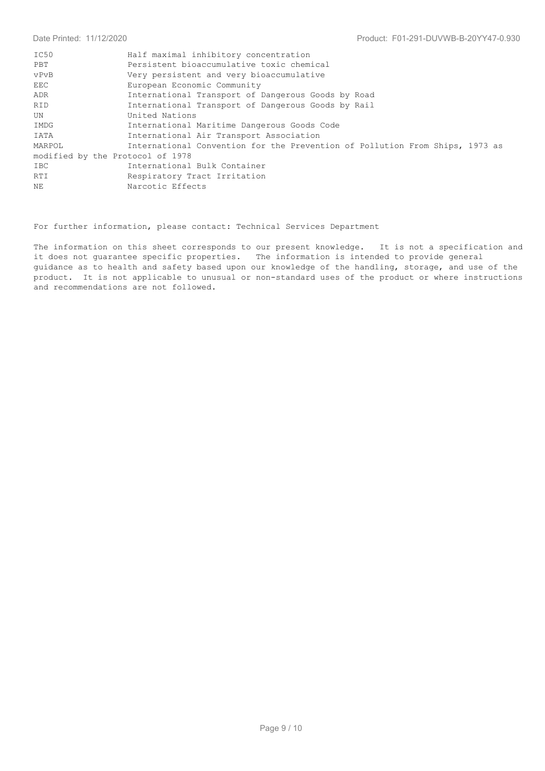| | |
|---|---|
| IC50 | Half maximal inhibitory concentration |
| PBT | Persistent bioaccumulative toxic chemical |
| vPvB | Very persistent and very bioaccumulative |
| EEC | European Economic Community |
| ADR | International Transport of Dangerous Goods by Road |
| RID | International Transport of Dangerous Goods by Rail |
| UN | United Nations |
| IMDG | International Maritime Dangerous Goods Code |
| IATA | International Air Transport Association |
| MARPOL | International Convention for the Prevention of Pollution From Ships, 1973 as modified by the Protocol of 1978 |
| IBC | International Bulk Container |
| RTI | Respiratory Tract Irritation |
| NE | Narcotic Effects |

For further information, please contact: Technical Services Department

The information on this sheet corresponds to our present knowledge. It is not a specification and it does not guarantee specific properties. The information is intended to provide general guidance as to health and safety based upon our knowledge of the handling, storage, and use of the product. It is not applicable to unusual or non-standard uses of the product or where instructions and recommendations are not followed.